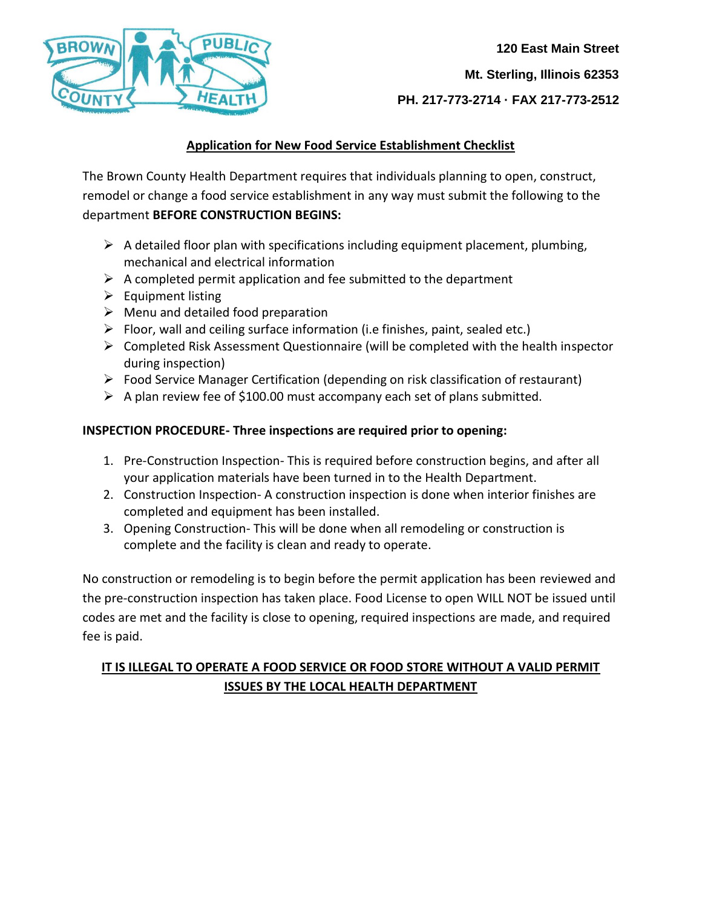120 East Main Street

Mt. Sterling, Illinois 62353

PH. 217-773-2714 · FAX 217-773-2512

## Application for New Food Service Establishment Checklist

The Brown County Health Department requires that individuals planning to open, construct, remodel or change a food service establishment in any way must submit the following to the department **BEFORE CONSTRUCTION BEGINS:**

- A detailed floor plan with specifications including equipment placement, plumbing, mechanical and electrical information
- A completed permit application and fee submitted to the department
- Equipment listing
- Menu and detailed food preparation
- Floor, wall and ceiling surface information (i.e finishes, paint, sealed etc.)
- Completed Risk Assessment Questionnaire (will be completed with the health inspector during inspection)
- Food Service Manager Certification (depending on risk classification of restaurant)
- A plan review fee of $100.00 must accompany each set of plans submitted.

**INSPECTION PROCEDURE- Three inspections are required prior to opening:**

1. Pre-Construction Inspection- This is required before construction begins, and after all your application materials have been turned in to the Health Department.
2. Construction Inspection- A construction inspection is done when interior finishes are completed and equipment has been installed.
3. Opening Construction- This will be done when all remodeling or construction is complete and the facility is clean and ready to operate.

No construction or remodeling is to begin before the permit application has been reviewed and the pre-construction inspection has taken place. Food License to open WILL NOT be issued until codes are met and the facility is close to opening, required inspections are made, and required fee is paid.

**IT IS ILLEGAL TO OPERATE A FOOD SERVICE OR FOOD STORE WITHOUT A VALID PERMIT ISSUES BY THE LOCAL HEALTH DEPARTMENT**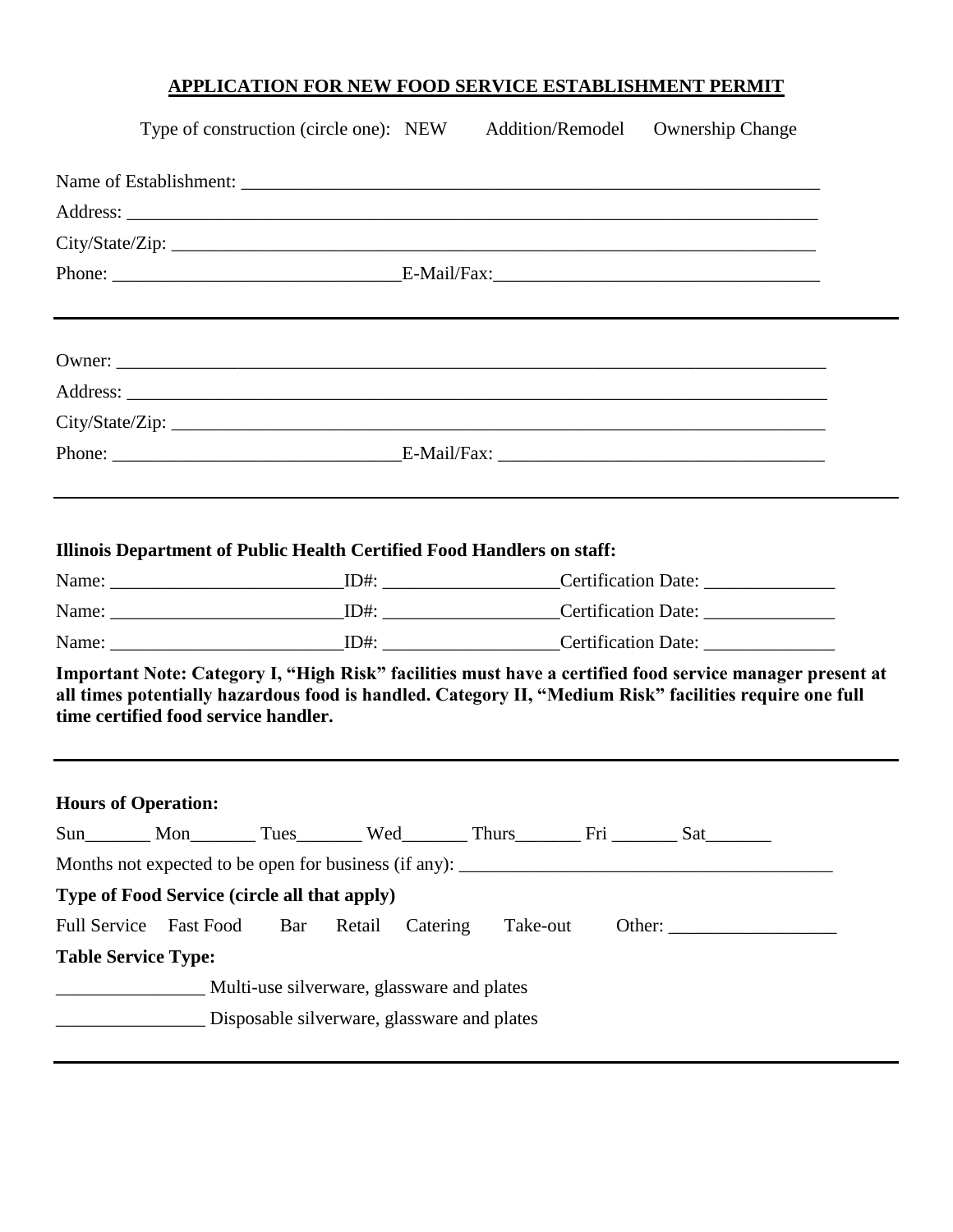# APPLICATION FOR NEW FOOD SERVICE ESTABLISHMENT PERMIT

Type of construction (circle one): NEW Addition/Remodel Ownership Change

Name of Establishment: ___________________________________________________________

Address: _________________________________________________________________________

City/State/Zip: _____________________________________________________________________

Phone: ______________________________ E-Mail/Fax: __________________________________

---

Owner: __________________________________________________________________________

Address: _________________________________________________________________________

City/State/Zip: _____________________________________________________________________

Phone: ______________________________ E-Mail/Fax: __________________________________

---

**Illinois Department of Public Health Certified Food Handlers on staff:**

Name: _________________________ ID#: ___________________ Certification Date: ______________

Name: _________________________ ID#: ___________________ Certification Date: ______________

Name: _________________________ ID#: ___________________ Certification Date: ______________

**Important Note: Category I, "High Risk" facilities must have a certified food service manager present at all times potentially hazardous food is handled. Category II, "Medium Risk" facilities require one full time certified food service handler.**

---

**Hours of Operation:**

Sun_______ Mon_______ Tues_______ Wed_______ Thurs_______ Fri _______ Sat_______

Months not expected to be open for business (if any): ________________________________________

**Type of Food Service (circle all that apply)**

Full Service Fast Food Bar Retail Catering Take-out Other: __________________

**Table Service Type:**

________________ Multi-use silverware, glassware and plates

________________ Disposable silverware, glassware and plates

---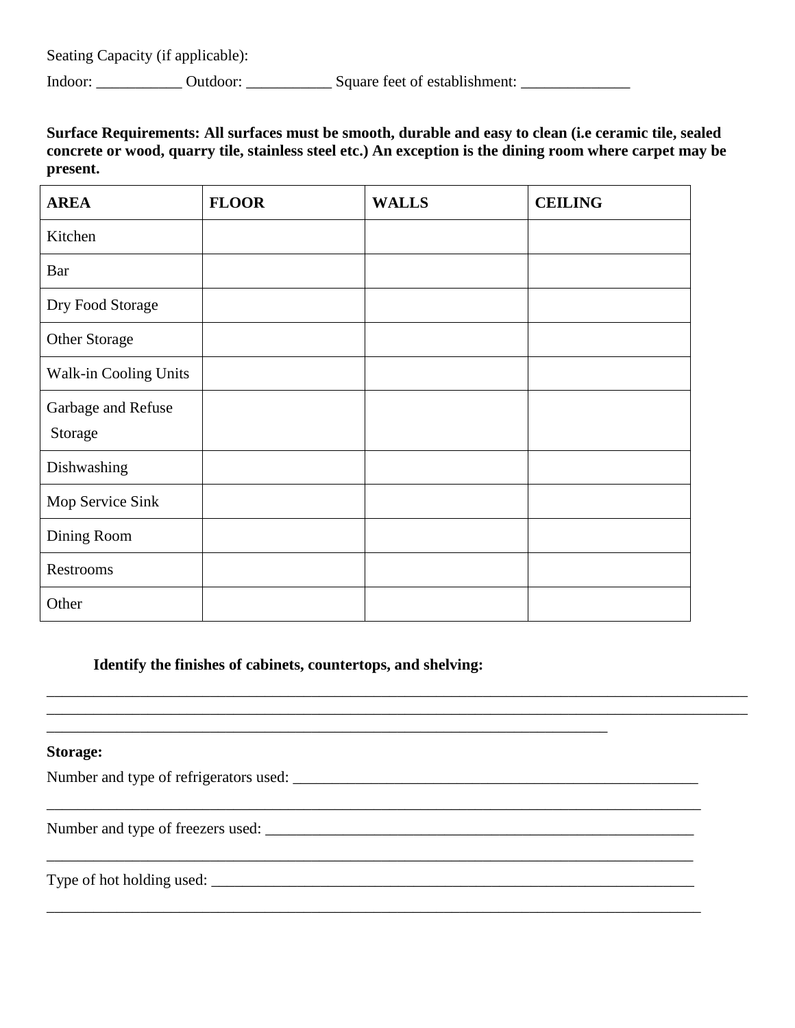Seating Capacity (if applicable):

Indoor: ___________ Outdoor: ___________ Square feet of establishment: ______________

**Surface Requirements: All surfaces must be smooth, durable and easy to clean (i.e ceramic tile, sealed concrete or wood, quarry tile, stainless steel etc.) An exception is the dining room where carpet may be present.**

| **AREA** | **FLOOR** | **WALLS** | **CEILING** |
|---|---|---|---|
| Kitchen | | | |
| Bar | | | |
| Dry Food Storage | | | |
| Other Storage | | | |
| Walk-in Cooling Units | | | |
| Garbage and Refuse Storage | | | |
| Dishwashing | | | |
| Mop Service Sink | | | |
| Dining Room | | | |
| Restrooms | | | |
| Other | | | |

**Identify the finishes of cabinets, countertops, and shelving:**

______________________________________________________________________________________________

______________________________________________________________________________________________

___________________________________________________________________________

**Storage:**

Number and type of refrigerators used: _______________________________________________________

_____________________________________________________________________________________

Number and type of freezers used: __________________________________________________________

_____________________________________________________________________________________

Type of hot holding used: _________________________________________________________________

_____________________________________________________________________________________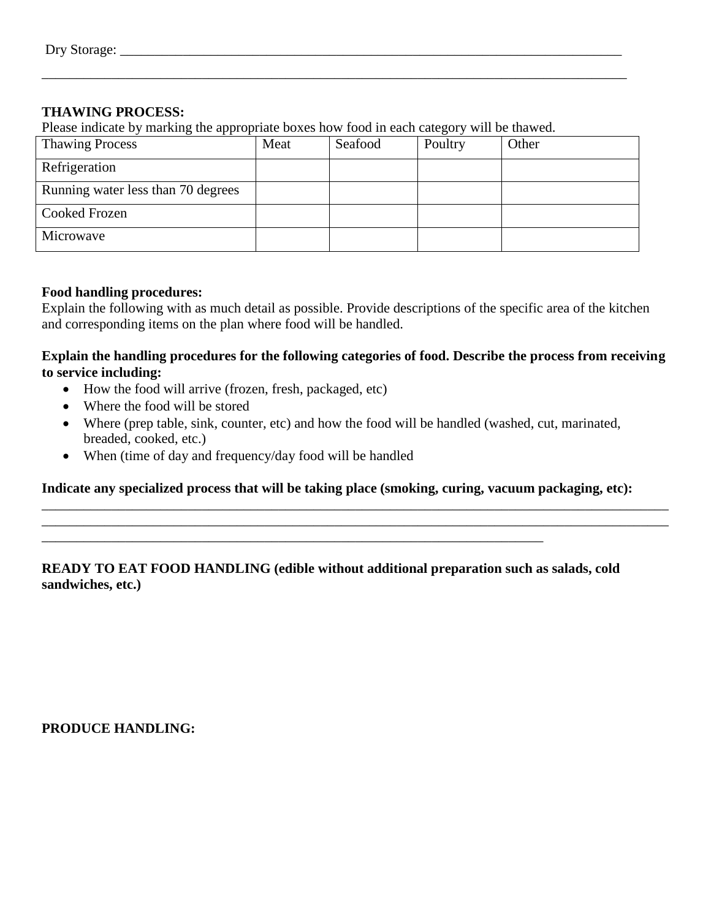Dry Storage: ___________________________________________________________________________

______________________________________________________________________________________

**THAWING PROCESS:**
Please indicate by marking the appropriate boxes how food in each category will be thawed.

| Thawing Process | Meat | Seafood | Poultry | Other |
|---|---|---|---|---|
| Refrigeration | | | | |
| Running water less than 70 degrees | | | | |
| Cooked Frozen | | | | |
| Microwave | | | | |

**Food handling procedures:**
Explain the following with as much detail as possible. Provide descriptions of the specific area of the kitchen and corresponding items on the plan where food will be handled.

**Explain the handling procedures for the following categories of food. Describe the process from receiving to service including:**

- How the food will arrive (frozen, fresh, packaged, etc)
- Where the food will be stored
- Where (prep table, sink, counter, etc) and how the food will be handled (washed, cut, marinated, breaded, cooked, etc.)
- When (time of day and frequency/day food will be handled

**Indicate any specialized process that will be taking place (smoking, curing, vacuum packaging, etc):**
______________________________________________________________________________________
______________________________________________________________________________________
__________________________________________________________________________

**READY TO EAT FOOD HANDLING (edible without additional preparation such as salads, cold sandwiches, etc.)**

**PRODUCE HANDLING:**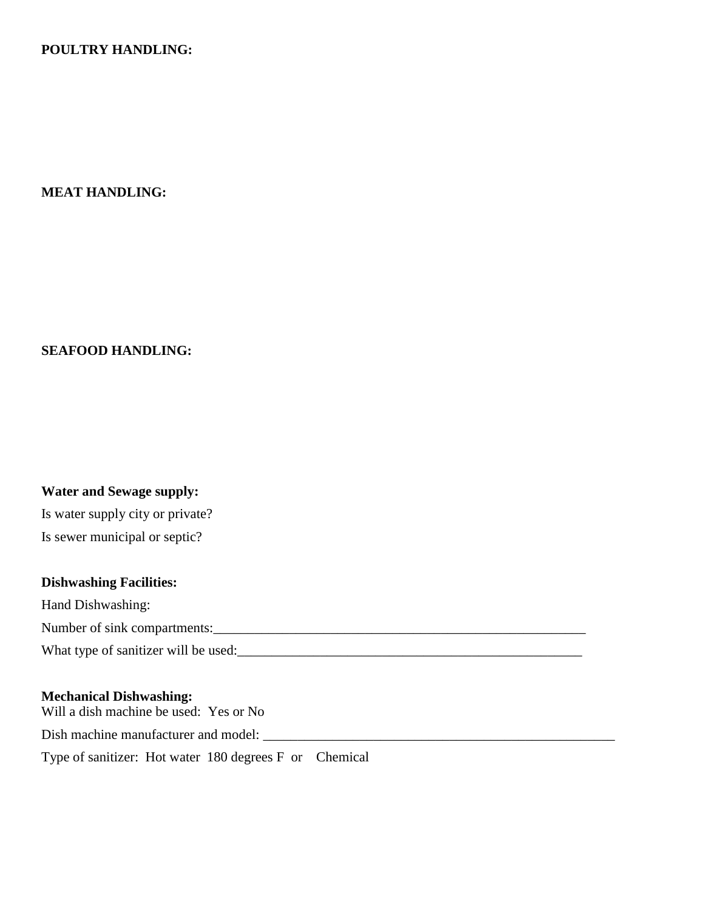**POULTRY HANDLING:**

**MEAT HANDLING:**

**SEAFOOD HANDLING:**

**Water and Sewage supply:**

Is water supply city or private?

Is sewer municipal or septic?

**Dishwashing Facilities:**

Hand Dishwashing:

Number of sink compartments:\_\_\_\_\_\_\_\_\_\_\_\_\_\_\_\_\_\_\_\_\_\_\_\_\_\_\_\_\_\_\_\_\_\_\_\_\_\_\_\_\_\_\_\_\_\_\_\_\_\_\_\_\_\_\_\_

What type of sanitizer will be used:\_\_\_\_\_\_\_\_\_\_\_\_\_\_\_\_\_\_\_\_\_\_\_\_\_\_\_\_\_\_\_\_\_\_\_\_\_\_\_\_\_\_\_\_\_\_\_\_\_\_\_

**Mechanical Dishwashing:**

Will a dish machine be used: Yes or No

Dish machine manufacturer and model: \_\_\_\_\_\_\_\_\_\_\_\_\_\_\_\_\_\_\_\_\_\_\_\_\_\_\_\_\_\_\_\_\_\_\_\_\_\_\_\_\_\_\_\_\_\_\_\_\_\_\_\_

Type of sanitizer: Hot water 180 degrees F or Chemical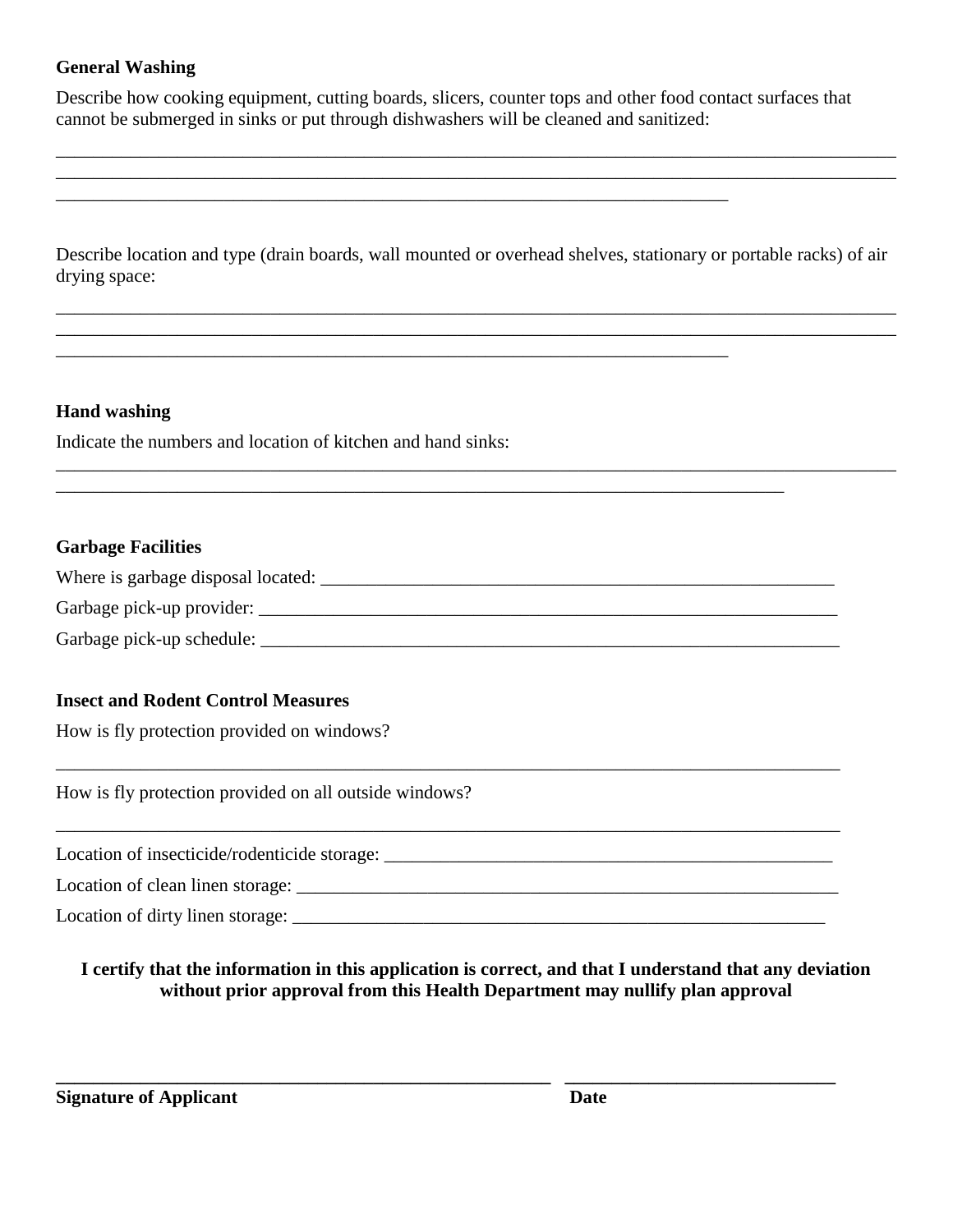**General Washing**

Describe how cooking equipment, cutting boards, slicers, counter tops and other food contact surfaces that cannot be submerged in sinks or put through dishwashers will be cleaned and sanitized:

_______________________________________________________________________________________________
_______________________________________________________________________________________________
____________________________________________________________________________

Describe location and type (drain boards, wall mounted or overhead shelves, stationary or portable racks) of air drying space:

_______________________________________________________________________________________________
_______________________________________________________________________________________________
____________________________________________________________________________

**Hand washing**

Indicate the numbers and location of kitchen and hand sinks:

_______________________________________________________________________________________________
__________________________________________________________________________________

**Garbage Facilities**

Where is garbage disposal located: ________________________________________________________

Garbage pick-up provider: ______________________________________________________________

Garbage pick-up schedule: ______________________________________________________________

**Insect and Rodent Control Measures**

How is fly protection provided on windows?

_________________________________________________________________________________________

How is fly protection provided on all outside windows?

_________________________________________________________________________________________

Location of insecticide/rodenticide storage: __________________________________________________

Location of clean linen storage: ___________________________________________________________

Location of dirty linen storage: ___________________________________________________________

**I certify that the information in this application is correct, and that I understand that any deviation without prior approval from this Health Department may nullify plan approval**

**_______________________________________________________ ______________________________**

**Signature of Applicant** **Date**